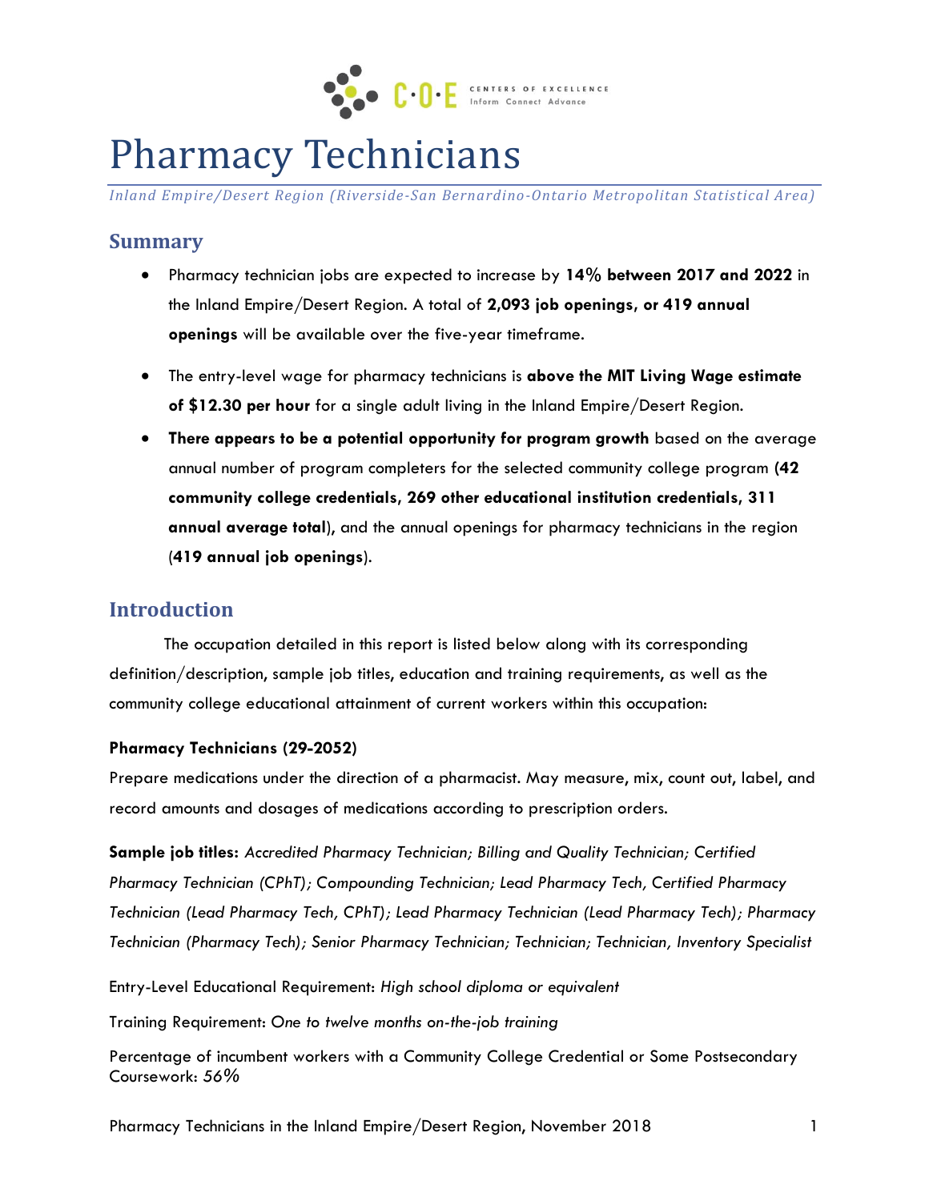# Pharmacy Technicians

*Inland Empire/Desert Region (Riverside-San Bernardino-Ontario Metropolitan Statistical Area)*

## Summary

- Pharmacy technician jobs are expected to increase by **14% between 2017 and 2022** in the Inland Empire/Desert Region. A total of **2,093 job openings, or 419 annual openings** will be available over the five-year timeframe.
- The entry-level wage for pharmacy technicians is **above the MIT Living Wage estimate of $12.30 per hour** for a single adult living in the Inland Empire/Desert Region.
- **There appears to be a potential opportunity for program growth** based on the average annual number of program completers for the selected community college program **(42 community college credentials, 269 other educational institution credentials, 311 annual average total**), and the annual openings for pharmacy technicians in the region (**419 annual job openings**).

## Introduction

The occupation detailed in this report is listed below along with its corresponding definition/description, sample job titles, education and training requirements, as well as the community college educational attainment of current workers within this occupation:

**Pharmacy Technicians (29-2052)**

Prepare medications under the direction of a pharmacist. May measure, mix, count out, label, and record amounts and dosages of medications according to prescription orders.

**Sample job titles:** *Accredited Pharmacy Technician; Billing and Quality Technician; Certified Pharmacy Technician (CPhT); Compounding Technician; Lead Pharmacy Tech, Certified Pharmacy Technician (Lead Pharmacy Tech, CPhT); Lead Pharmacy Technician (Lead Pharmacy Tech); Pharmacy Technician (Pharmacy Tech); Senior Pharmacy Technician; Technician; Technician, Inventory Specialist*

Entry-Level Educational Requirement: *High school diploma or equivalent*

Training Requirement: *One to twelve months on-the-job training*

Percentage of incumbent workers with a Community College Credential or Some Postsecondary Coursework: *56%*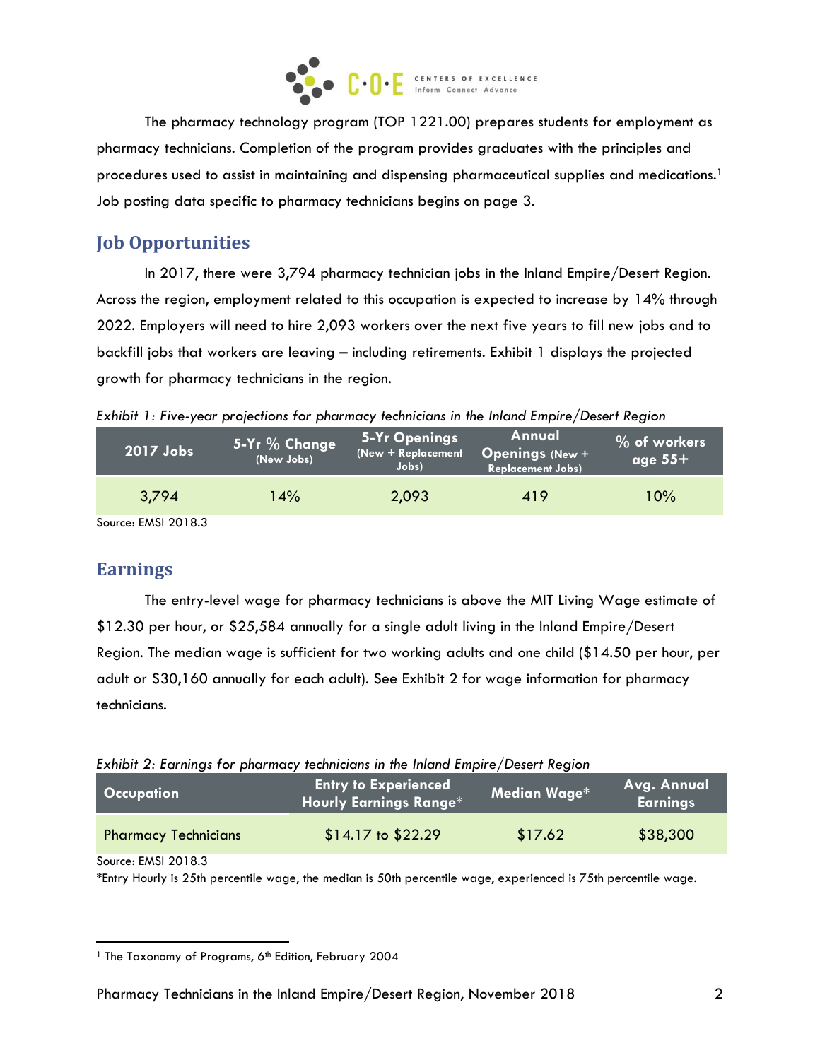The pharmacy technology program (TOP 1221.00) prepares students for employment as pharmacy technicians. Completion of the program provides graduates with the principles and procedures used to assist in maintaining and dispensing pharmaceutical supplies and medications.[1] Job posting data specific to pharmacy technicians begins on page 3.

## Job Opportunities

In 2017, there were 3,794 pharmacy technician jobs in the Inland Empire/Desert Region. Across the region, employment related to this occupation is expected to increase by 14% through 2022. Employers will need to hire 2,093 workers over the next five years to fill new jobs and to backfill jobs that workers are leaving – including retirements. Exhibit 1 displays the projected growth for pharmacy technicians in the region.

*Exhibit 1: Five-year projections for pharmacy technicians in the Inland Empire/Desert Region*

| 2017 Jobs | 5-Yr % Change (New Jobs) | 5-Yr Openings (New + Replacement Jobs) | Annual Openings (New + Replacement Jobs) | % of workers age 55+ |
|---|---|---|---|---|
| 3,794 | 14% | 2,093 | 419 | 10% |

Source: EMSI 2018.3

## Earnings

The entry-level wage for pharmacy technicians is above the MIT Living Wage estimate of $12.30 per hour, or $25,584 annually for a single adult living in the Inland Empire/Desert Region. The median wage is sufficient for two working adults and one child ($14.50 per hour, per adult or $30,160 annually for each adult). See Exhibit 2 for wage information for pharmacy technicians.

*Exhibit 2: Earnings for pharmacy technicians in the Inland Empire/Desert Region*

| Occupation | Entry to Experienced Hourly Earnings Range* | Median Wage* | Avg. Annual Earnings |
|---|---|---|---|
| Pharmacy Technicians | $14.17 to $22.29 | $17.62 | $38,300 |

Source: EMSI 2018.3

*Entry Hourly is 25th percentile wage, the median is 50th percentile wage, experienced is 75th percentile wage.

[1] The Taxonomy of Programs, 6th Edition, February 2004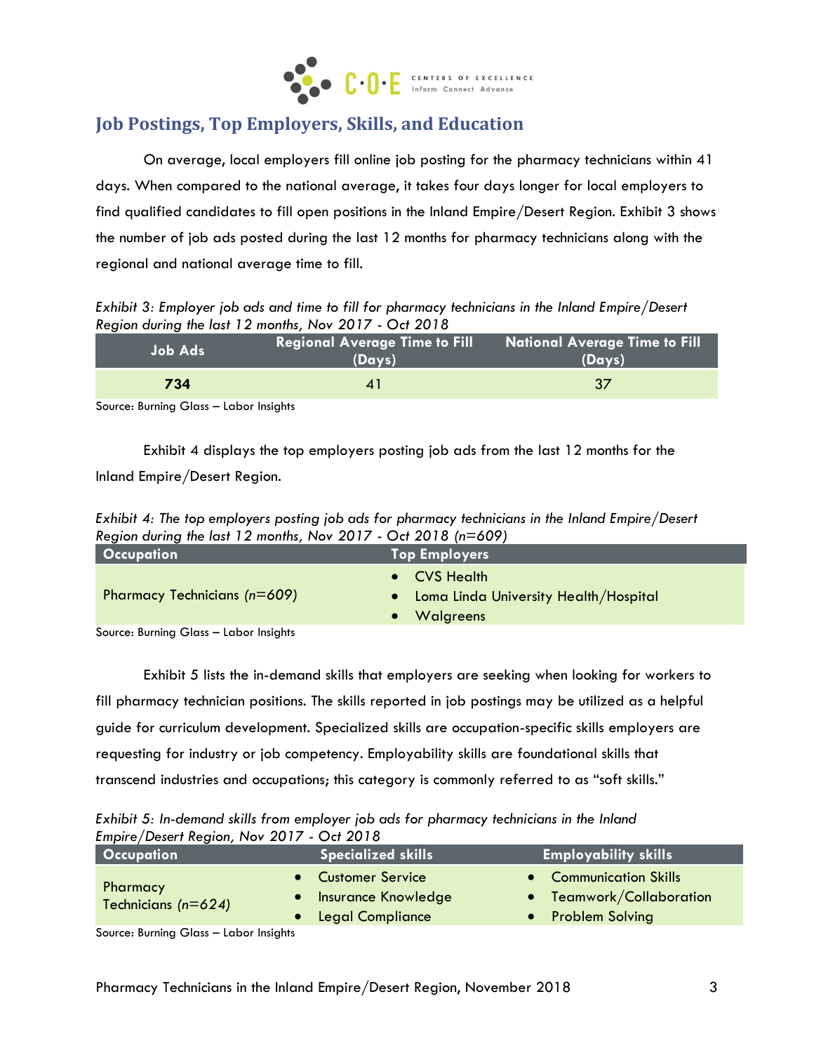## Job Postings, Top Employers, Skills, and Education

On average, local employers fill online job posting for the pharmacy technicians within 41 days. When compared to the national average, it takes four days longer for local employers to find qualified candidates to fill open positions in the Inland Empire/Desert Region. Exhibit 3 shows the number of job ads posted during the last 12 months for pharmacy technicians along with the regional and national average time to fill.

*Exhibit 3: Employer job ads and time to fill for pharmacy technicians in the Inland Empire/Desert Region during the last 12 months, Nov 2017 - Oct 2018*

| Job Ads | Regional Average Time to Fill (Days) | National Average Time to Fill (Days) |
|---|---|---|
| **734** | 41 | 37 |

Source: Burning Glass – Labor Insights

Exhibit 4 displays the top employers posting job ads from the last 12 months for the Inland Empire/Desert Region.

*Exhibit 4: The top employers posting job ads for pharmacy technicians in the Inland Empire/Desert Region during the last 12 months, Nov 2017 - Oct 2018 (n=609)*

| Occupation | Top Employers |
|---|---|
| Pharmacy Technicians *(n=609)* | • CVS Health<br>• Loma Linda University Health/Hospital<br>• Walgreens |

Source: Burning Glass – Labor Insights

Exhibit 5 lists the in-demand skills that employers are seeking when looking for workers to fill pharmacy technician positions. The skills reported in job postings may be utilized as a helpful guide for curriculum development. Specialized skills are occupation-specific skills employers are requesting for industry or job competency. Employability skills are foundational skills that transcend industries and occupations; this category is commonly referred to as "soft skills."

*Exhibit 5: In-demand skills from employer job ads for pharmacy technicians in the Inland Empire/Desert Region, Nov 2017 - Oct 2018*

| Occupation | Specialized skills | Employability skills |
|---|---|---|
| Pharmacy Technicians *(n=624)* | • Customer Service<br>• Insurance Knowledge<br>• Legal Compliance | • Communication Skills<br>• Teamwork/Collaboration<br>• Problem Solving |

Source: Burning Glass – Labor Insights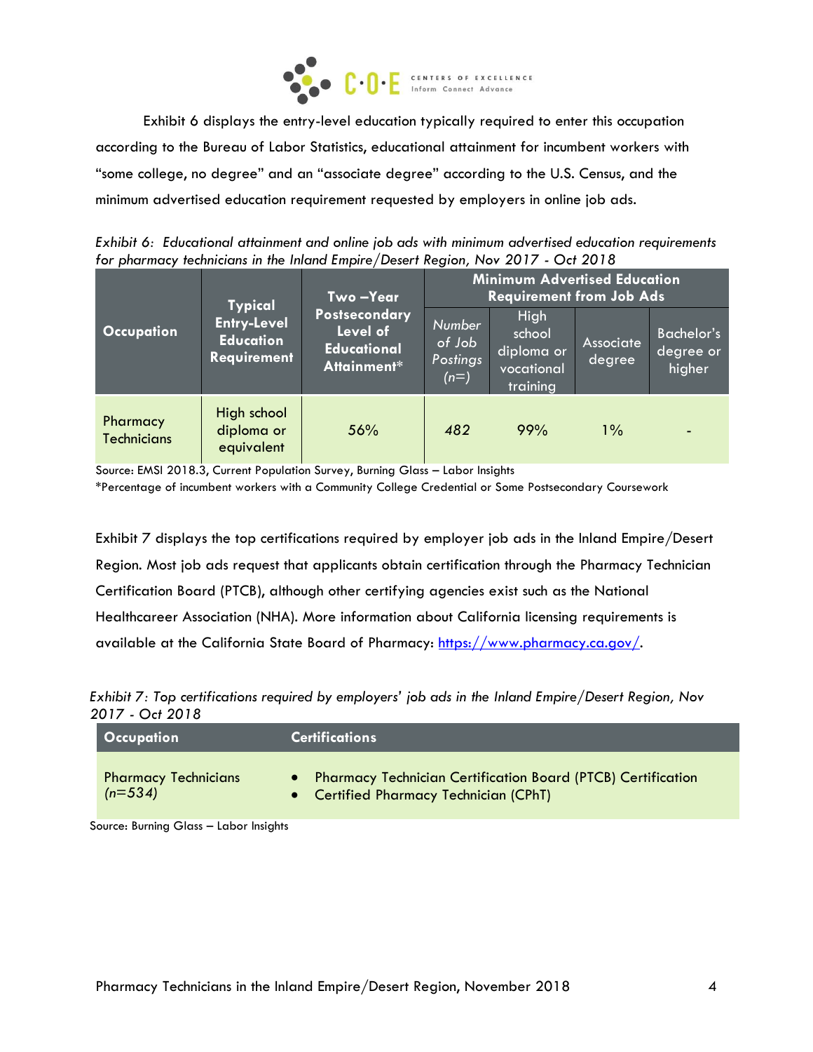Exhibit 6 displays the entry-level education typically required to enter this occupation according to the Bureau of Labor Statistics, educational attainment for incumbent workers with "some college, no degree" and an "associate degree" according to the U.S. Census, and the minimum advertised education requirement requested by employers in online job ads.

*Exhibit 6: Educational attainment and online job ads with minimum advertised education requirements for pharmacy technicians in the Inland Empire/Desert Region, Nov 2017 - Oct 2018*

| Occupation | Typical Entry-Level Education Requirement | Two –Year Postsecondary Level of Educational Attainment* | Minimum Advertised Education Requirement from Job Ads | | | |
|---|---|---|---|---|---|---|
| | | | *Number of Job Postings (n=)* | High school diploma or vocational training | Associate degree | Bachelor's degree or higher |
| Pharmacy Technicians | High school diploma or equivalent | 56% | *482* | 99% | 1% | - |

Source: EMSI 2018.3, Current Population Survey, Burning Glass – Labor Insights
*Percentage of incumbent workers with a Community College Credential or Some Postsecondary Coursework

Exhibit 7 displays the top certifications required by employer job ads in the Inland Empire/Desert Region. Most job ads request that applicants obtain certification through the Pharmacy Technician Certification Board (PTCB), although other certifying agencies exist such as the National Healthcareer Association (NHA). More information about California licensing requirements is available at the California State Board of Pharmacy: https://www.pharmacy.ca.gov/.

*Exhibit 7: Top certifications required by employers' job ads in the Inland Empire/Desert Region, Nov 2017 - Oct 2018*

| Occupation | Certifications |
|---|---|
| Pharmacy Technicians *(n=534)* | • Pharmacy Technician Certification Board (PTCB) Certification<br>• Certified Pharmacy Technician (CPhT) |

Source: Burning Glass – Labor Insights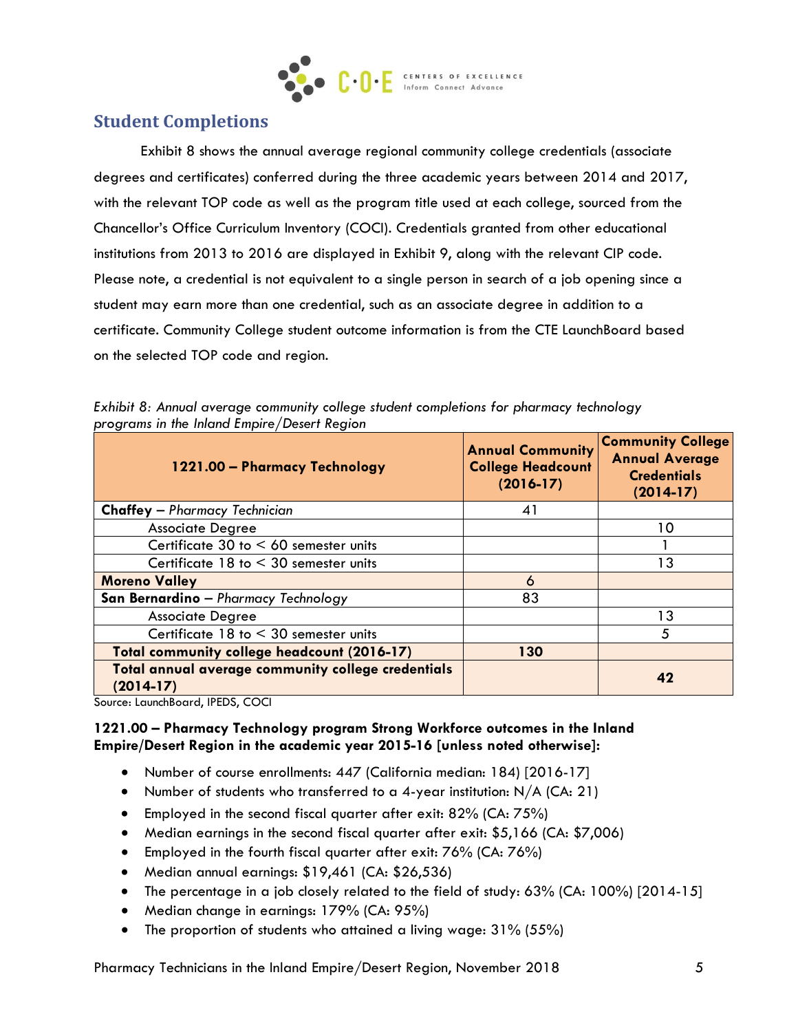## Student Completions

Exhibit 8 shows the annual average regional community college credentials (associate degrees and certificates) conferred during the three academic years between 2014 and 2017, with the relevant TOP code as well as the program title used at each college, sourced from the Chancellor's Office Curriculum Inventory (COCI). Credentials granted from other educational institutions from 2013 to 2016 are displayed in Exhibit 9, along with the relevant CIP code. Please note, a credential is not equivalent to a single person in search of a job opening since a student may earn more than one credential, such as an associate degree in addition to a certificate. Community College student outcome information is from the CTE LaunchBoard based on the selected TOP code and region.

*Exhibit 8: Annual average community college student completions for pharmacy technology programs in the Inland Empire/Desert Region*

| 1221.00 – Pharmacy Technology | Annual Community College Headcount (2016-17) | Community College Annual Average Credentials (2014-17) |
|---|---|---|
| **Chaffey** – *Pharmacy Technician* | 41 | |
| Associate Degree | | 10 |
| Certificate 30 to < 60 semester units | | 1 |
| Certificate 18 to < 30 semester units | | 13 |
| **Moreno Valley** | 6 | |
| **San Bernardino** – *Pharmacy Technology* | 83 | |
| Associate Degree | | 13 |
| Certificate 18 to < 30 semester units | | 5 |
| **Total community college headcount (2016-17)** | **130** | |
| **Total annual average community college credentials (2014-17)** | | **42** |

Source: LaunchBoard, IPEDS, COCI

**1221.00 – Pharmacy Technology program Strong Workforce outcomes in the Inland Empire/Desert Region in the academic year 2015-16 [unless noted otherwise]:**

- Number of course enrollments: 447 (California median: 184) [2016-17]
- Number of students who transferred to a 4-year institution: N/A (CA: 21)
- Employed in the second fiscal quarter after exit: 82% (CA: 75%)
- Median earnings in the second fiscal quarter after exit: $5,166 (CA: $7,006)
- Employed in the fourth fiscal quarter after exit: 76% (CA: 76%)
- Median annual earnings: $19,461 (CA: $26,536)
- The percentage in a job closely related to the field of study: 63% (CA: 100%) [2014-15]
- Median change in earnings: 179% (CA: 95%)
- The proportion of students who attained a living wage: 31% (55%)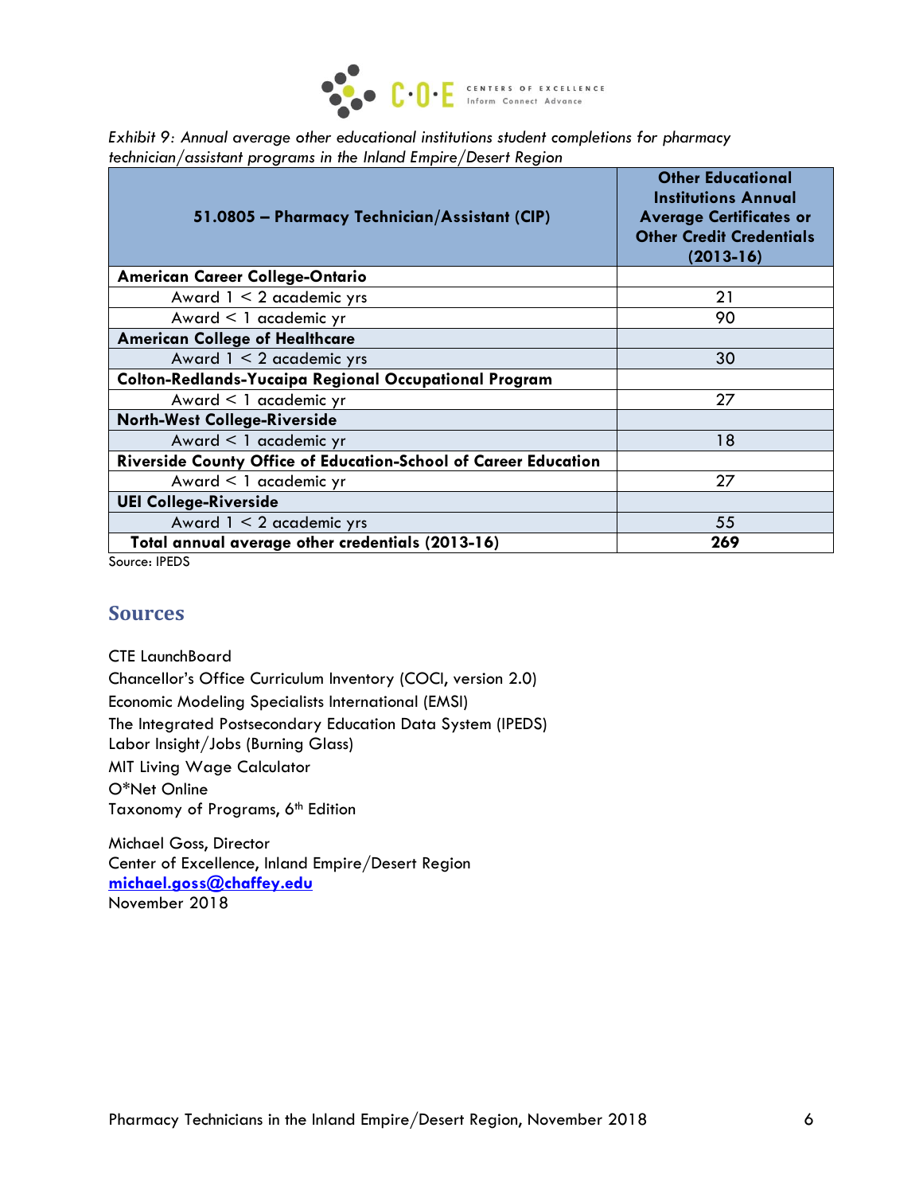*Exhibit 9: Annual average other educational institutions student completions for pharmacy technician/assistant programs in the Inland Empire/Desert Region*

| 51.0805 – Pharmacy Technician/Assistant (CIP) | Other Educational Institutions Annual Average Certificates or Other Credit Credentials (2013-16) |
|---|---|
| **American Career College-Ontario** | |
| Award 1 < 2 academic yrs | 21 |
| Award < 1 academic yr | 90 |
| **American College of Healthcare** | |
| Award 1 < 2 academic yrs | 30 |
| **Colton-Redlands-Yucaipa Regional Occupational Program** | |
| Award < 1 academic yr | 27 |
| **North-West College-Riverside** | |
| Award < 1 academic yr | 18 |
| **Riverside County Office of Education-School of Career Education** | |
| Award < 1 academic yr | 27 |
| **UEI College-Riverside** | |
| Award 1 < 2 academic yrs | 55 |
| **Total annual average other credentials (2013-16)** | **269** |

Source: IPEDS

## Sources

CTE LaunchBoard
Chancellor's Office Curriculum Inventory (COCI, version 2.0)
Economic Modeling Specialists International (EMSI)
The Integrated Postsecondary Education Data System (IPEDS)
Labor Insight/Jobs (Burning Glass)
MIT Living Wage Calculator
O*Net Online
Taxonomy of Programs, 6th Edition

Michael Goss, Director
Center of Excellence, Inland Empire/Desert Region
**michael.goss@chaffey.edu**
November 2018